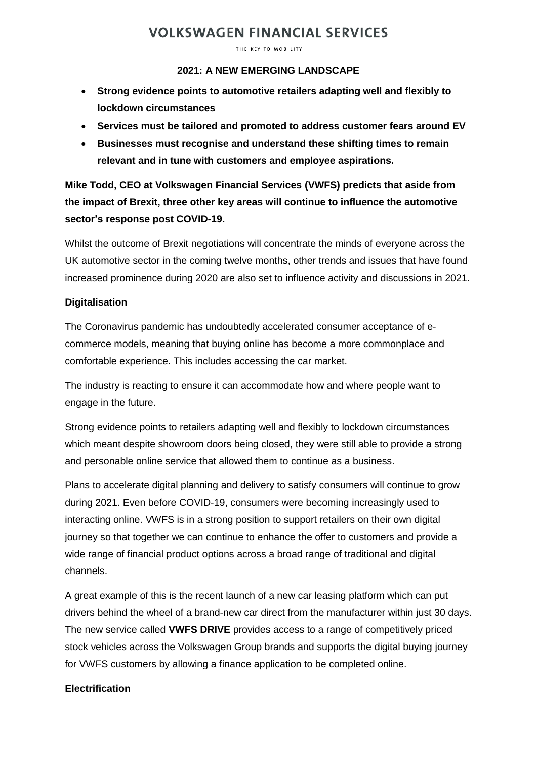# VOLKSWAGEN FINANCIAL SERVICES

THE KEY TO MOBILITY

## 2021: A NEW EMERGING LANDSCAPE

- **Strong evidence points to automotive retailers adapting well and flexibly to lockdown circumstances**
- **Services must be tailored and promoted to address customer fears around EV**
- **Businesses must recognise and understand these shifting times to remain relevant and in tune with customers and employee aspirations.**

**Mike Todd, CEO at Volkswagen Financial Services (VWFS) predicts that aside from the impact of Brexit, three other key areas will continue to influence the automotive sector's response post COVID-19.**

Whilst the outcome of Brexit negotiations will concentrate the minds of everyone across the UK automotive sector in the coming twelve months, other trends and issues that have found increased prominence during 2020 are also set to influence activity and discussions in 2021.

### Digitalisation

The Coronavirus pandemic has undoubtedly accelerated consumer acceptance of e-commerce models, meaning that buying online has become a more commonplace and comfortable experience. This includes accessing the car market.

The industry is reacting to ensure it can accommodate how and where people want to engage in the future.

Strong evidence points to retailers adapting well and flexibly to lockdown circumstances which meant despite showroom doors being closed, they were still able to provide a strong and personable online service that allowed them to continue as a business.

Plans to accelerate digital planning and delivery to satisfy consumers will continue to grow during 2021. Even before COVID-19, consumers were becoming increasingly used to interacting online. VWFS is in a strong position to support retailers on their own digital journey so that together we can continue to enhance the offer to customers and provide a wide range of financial product options across a broad range of traditional and digital channels.

A great example of this is the recent launch of a new car leasing platform which can put drivers behind the wheel of a brand-new car direct from the manufacturer within just 30 days. The new service called **VWFS DRIVE** provides access to a range of competitively priced stock vehicles across the Volkswagen Group brands and supports the digital buying journey for VWFS customers by allowing a finance application to be completed online.

### Electrification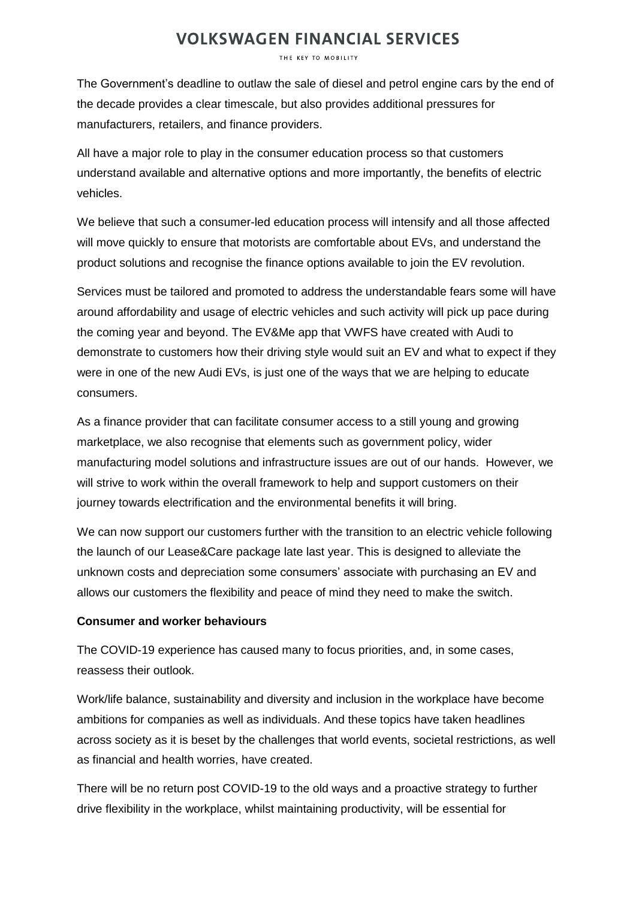The Government's deadline to outlaw the sale of diesel and petrol engine cars by the end of the decade provides a clear timescale, but also provides additional pressures for manufacturers, retailers, and finance providers.

All have a major role to play in the consumer education process so that customers understand available and alternative options and more importantly, the benefits of electric vehicles.

We believe that such a consumer-led education process will intensify and all those affected will move quickly to ensure that motorists are comfortable about EVs, and understand the product solutions and recognise the finance options available to join the EV revolution.

Services must be tailored and promoted to address the understandable fears some will have around affordability and usage of electric vehicles and such activity will pick up pace during the coming year and beyond. The EV&Me app that VWFS have created with Audi to demonstrate to customers how their driving style would suit an EV and what to expect if they were in one of the new Audi EVs, is just one of the ways that we are helping to educate consumers.

As a finance provider that can facilitate consumer access to a still young and growing marketplace, we also recognise that elements such as government policy, wider manufacturing model solutions and infrastructure issues are out of our hands. However, we will strive to work within the overall framework to help and support customers on their journey towards electrification and the environmental benefits it will bring.

We can now support our customers further with the transition to an electric vehicle following the launch of our Lease&Care package late last year. This is designed to alleviate the unknown costs and depreciation some consumers' associate with purchasing an EV and allows our customers the flexibility and peace of mind they need to make the switch.

**Consumer and worker behaviours**

The COVID-19 experience has caused many to focus priorities, and, in some cases, reassess their outlook.

Work/life balance, sustainability and diversity and inclusion in the workplace have become ambitions for companies as well as individuals. And these topics have taken headlines across society as it is beset by the challenges that world events, societal restrictions, as well as financial and health worries, have created.

There will be no return post COVID-19 to the old ways and a proactive strategy to further drive flexibility in the workplace, whilst maintaining productivity, will be essential for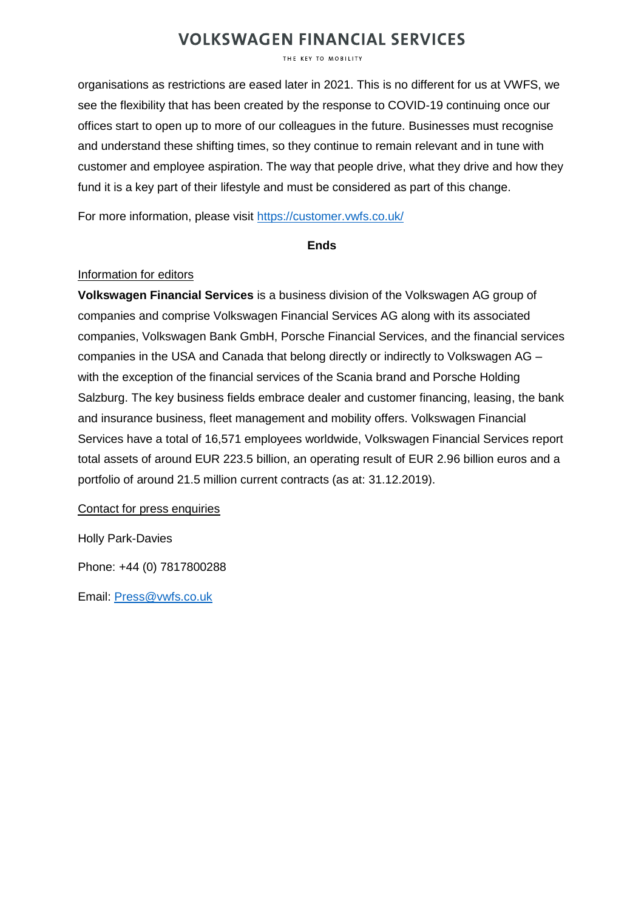organisations as restrictions are eased later in 2021. This is no different for us at VWFS, we see the flexibility that has been created by the response to COVID-19 continuing once our offices start to open up to more of our colleagues in the future. Businesses must recognise and understand these shifting times, so they continue to remain relevant and in tune with customer and employee aspiration. The way that people drive, what they drive and how they fund it is a key part of their lifestyle and must be considered as part of this change.

For more information, please visit [https://customer.vwfs.co.uk/](https://customer.vwfs.co.uk/)

**Ends**

Information for editors

**Volkswagen Financial Services** is a business division of the Volkswagen AG group of companies and comprise Volkswagen Financial Services AG along with its associated companies, Volkswagen Bank GmbH, Porsche Financial Services, and the financial services companies in the USA and Canada that belong directly or indirectly to Volkswagen AG – with the exception of the financial services of the Scania brand and Porsche Holding Salzburg. The key business fields embrace dealer and customer financing, leasing, the bank and insurance business, fleet management and mobility offers. Volkswagen Financial Services have a total of 16,571 employees worldwide, Volkswagen Financial Services report total assets of around EUR 223.5 billion, an operating result of EUR 2.96 billion euros and a portfolio of around 21.5 million current contracts (as at: 31.12.2019).

Contact for press enquiries

Holly Park-Davies

Phone: +44 (0) 7817800288

Email: [Press@vwfs.co.uk](mailto:Press@vwfs.co.uk)